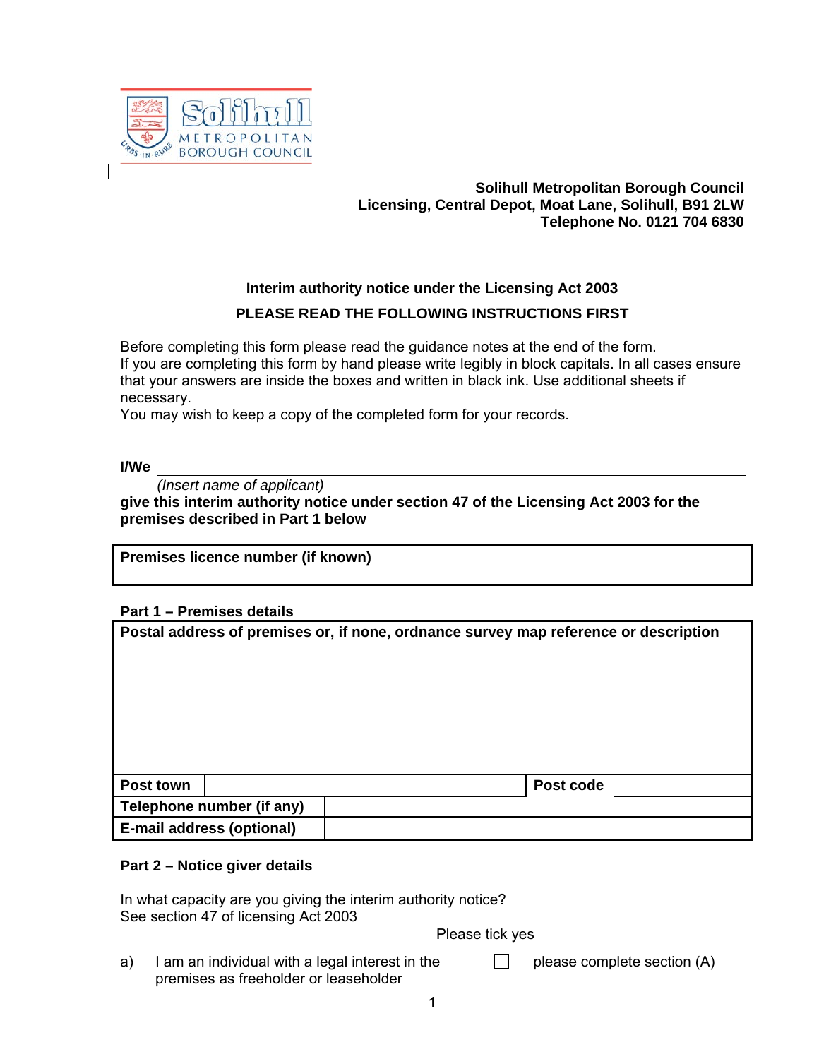**Solihull Metropolitan Borough Council**
**Licensing, Central Depot, Moat Lane, Solihull, B91 2LW**
**Telephone No. 0121 704 6830**

## Interim authority notice under the Licensing Act 2003

**PLEASE READ THE FOLLOWING INSTRUCTIONS FIRST**

Before completing this form please read the guidance notes at the end of the form.
If you are completing this form by hand please write legibly in block capitals. In all cases ensure that your answers are inside the boxes and written in black ink. Use additional sheets if necessary.
You may wish to keep a copy of the completed form for your records.

**I/We** ______________________________________________________________

*(Insert name of applicant)*

**give this interim authority notice under section 47 of the Licensing Act 2003 for the premises described in Part 1 below**

| **Premises licence number (if known)** |
|---|
| |

**Part 1 – Premises details**

| **Postal address of premises or, if none, ordnance survey map reference or description** | | | |
|---|---|---|---|
| | | | |
| **Post town** | | **Post code** | |
| **Telephone number (if any)** | | | |
| **E-mail address (optional)** | | | |

**Part 2 – Notice giver details**

In what capacity are you giving the interim authority notice?
See section 47 of licensing Act 2003

Please tick yes

a) I am an individual with a legal interest in the premises as freeholder or leaseholder ☐ please complete section (A)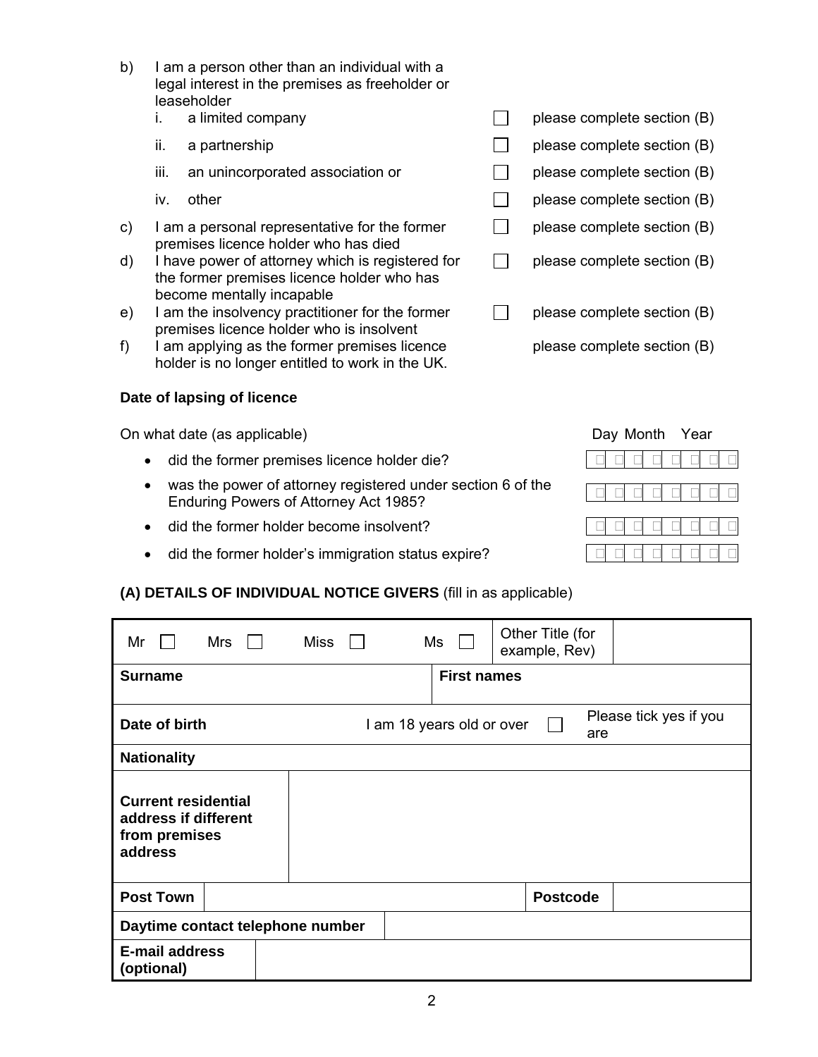b) I am a person other than an individual with a legal interest in the premises as freeholder or leaseholder

| | | | |
|---|---|---|---|
| i. | a limited company | ☐ | please complete section (B) |
| ii. | a partnership | ☐ | please complete section (B) |
| iii. | an unincorporated association or | ☐ | please complete section (B) |
| iv. | other | ☐ | please complete section (B) |

| | | | |
|---|---|---|---|
| c) | I am a personal representative for the former premises licence holder who has died | ☐ | please complete section (B) |
| d) | I have power of attorney which is registered for the former premises licence holder who has become mentally incapable | ☐ | please complete section (B) |
| e) | I am the insolvency practitioner for the former premises licence holder who is insolvent | ☐ | please complete section (B) |
| f) | I am applying as the former premises licence holder is no longer entitled to work in the UK. | | please complete section (B) |

**Date of lapsing of licence**

| On what date (as applicable) | Day Month Year |
|---|---|
| • did the former premises licence holder die? | ☐☐ ☐☐ ☐☐☐☐ |
| • was the power of attorney registered under section 6 of the Enduring Powers of Attorney Act 1985? | ☐☐ ☐☐ ☐☐☐☐ |
| • did the former holder become insolvent? | ☐☐ ☐☐ ☐☐☐☐ |
| • did the former holder's immigration status expire? | ☐☐ ☐☐ ☐☐☐☐ |

**(A) DETAILS OF INDIVIDUAL NOTICE GIVERS** (fill in as applicable)

| | | | |
|---|---|---|---|
| Mr ☐ Mrs ☐ Miss ☐ Ms ☐ | Other Title (for example, Rev) | | |
| **Surname** | | **First names** | |
| **Date of birth** | I am 18 years old or over ☐ | Please tick yes if you are | |
| **Nationality** | | | |
| **Current residential address if different from premises address** | | | |
| **Post Town** | | **Postcode** | |
| **Daytime contact telephone number** | | | |
| **E-mail address (optional)** | | | |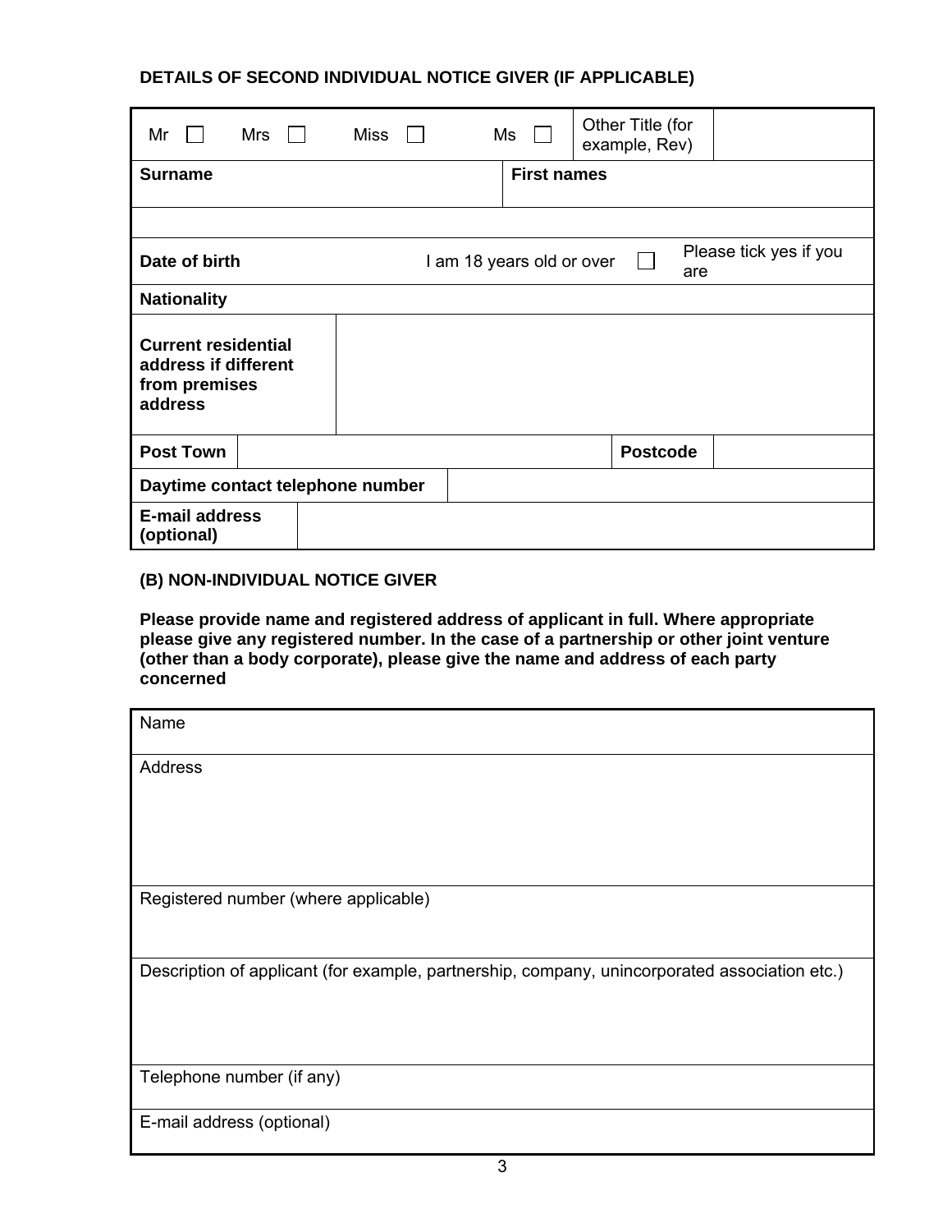**DETAILS OF SECOND INDIVIDUAL NOTICE GIVER (IF APPLICABLE)**

| Mr ☐ | Mrs ☐ | Miss ☐ | Ms ☐ | Other Title (for example, Rev) | |
|---|---|---|---|---|---|
| **Surname** | | | **First names** | | |
| | | | | | |
| **Date of birth** | | I am 18 years old or over | ☐ | Please tick yes if you are | |
| **Nationality** | | | | | |
| **Current residential address if different from premises address** | | | | | |
| **Post Town** | | | | **Postcode** | |
| **Daytime contact telephone number** | | | | | |
| **E-mail address (optional)** | | | | | |

**(B) NON-INDIVIDUAL NOTICE GIVER**

**Please provide name and registered address of applicant in full. Where appropriate please give any registered number. In the case of a partnership or other joint venture (other than a body corporate), please give the name and address of each party concerned**

| Name |
|---|
| Address |
| Registered number (where applicable) |
| Description of applicant (for example, partnership, company, unincorporated association etc.) |
| Telephone number (if any) |
| E-mail address (optional) |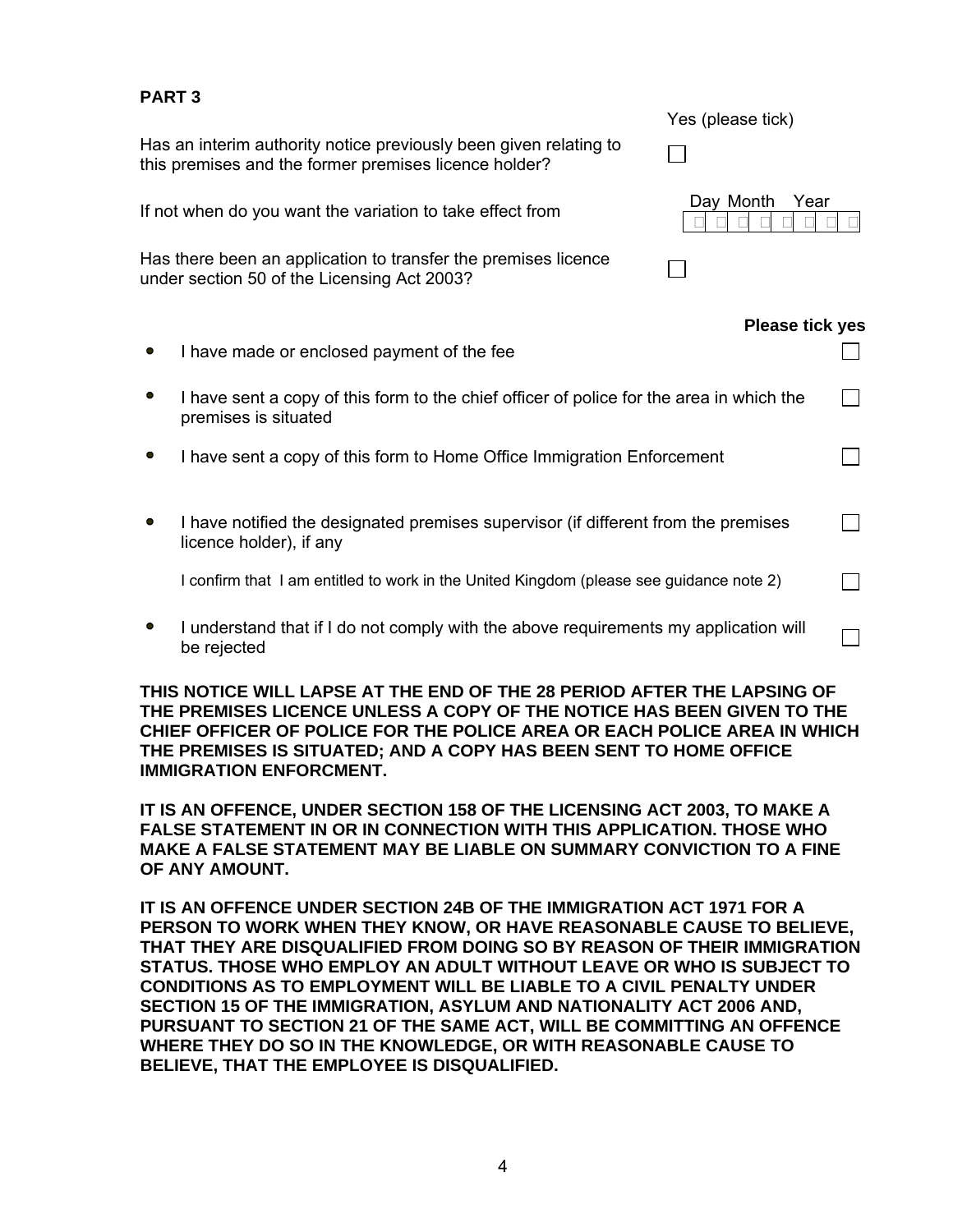**PART 3**

| | Yes (please tick) |
|---|---|
| Has an interim authority notice previously been given relating to this premises and the former premises licence holder? | ☐ |
| If not when do you want the variation to take effect from | Day Month Year ☐☐☐☐☐☐☐☐ |
| Has there been an application to transfer the premises licence under section 50 of the Licensing Act 2003? | ☐ |

| | Please tick yes |
|---|---|
| • I have made or enclosed payment of the fee | ☐ |
| • I have sent a copy of this form to the chief officer of police for the area in which the premises is situated | ☐ |
| • I have sent a copy of this form to Home Office Immigration Enforcement | ☐ |
| • I have notified the designated premises supervisor (if different from the premises licence holder), if any | ☐ |
| I confirm that I am entitled to work in the United Kingdom (please see guidance note 2) | ☐ |
| • I understand that if I do not comply with the above requirements my application will be rejected | ☐ |

**THIS NOTICE WILL LAPSE AT THE END OF THE 28 PERIOD AFTER THE LAPSING OF THE PREMISES LICENCE UNLESS A COPY OF THE NOTICE HAS BEEN GIVEN TO THE CHIEF OFFICER OF POLICE FOR THE POLICE AREA OR EACH POLICE AREA IN WHICH THE PREMISES IS SITUATED; AND A COPY HAS BEEN SENT TO HOME OFFICE IMMIGRATION ENFORCMENT.**

**IT IS AN OFFENCE, UNDER SECTION 158 OF THE LICENSING ACT 2003, TO MAKE A FALSE STATEMENT IN OR IN CONNECTION WITH THIS APPLICATION. THOSE WHO MAKE A FALSE STATEMENT MAY BE LIABLE ON SUMMARY CONVICTION TO A FINE OF ANY AMOUNT.**

**IT IS AN OFFENCE UNDER SECTION 24B OF THE IMMIGRATION ACT 1971 FOR A PERSON TO WORK WHEN THEY KNOW, OR HAVE REASONABLE CAUSE TO BELIEVE, THAT THEY ARE DISQUALIFIED FROM DOING SO BY REASON OF THEIR IMMIGRATION STATUS. THOSE WHO EMPLOY AN ADULT WITHOUT LEAVE OR WHO IS SUBJECT TO CONDITIONS AS TO EMPLOYMENT WILL BE LIABLE TO A CIVIL PENALTY UNDER SECTION 15 OF THE IMMIGRATION, ASYLUM AND NATIONALITY ACT 2006 AND, PURSUANT TO SECTION 21 OF THE SAME ACT, WILL BE COMMITTING AN OFFENCE WHERE THEY DO SO IN THE KNOWLEDGE, OR WITH REASONABLE CAUSE TO BELIEVE, THAT THE EMPLOYEE IS DISQUALIFIED.**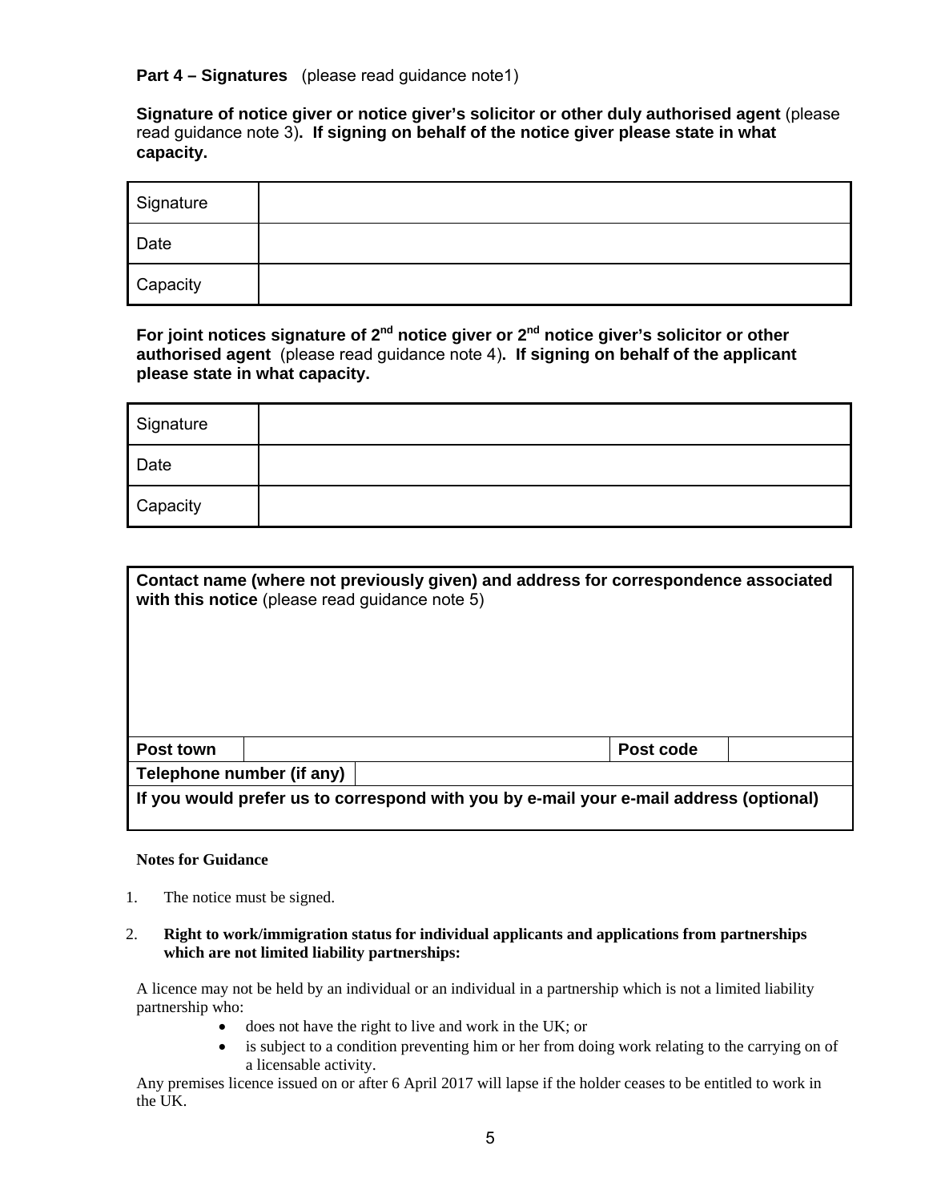**Part 4 – Signatures** (please read guidance note1)

**Signature of notice giver or notice giver's solicitor or other duly authorised agent** (please read guidance note 3)**. If signing on behalf of the notice giver please state in what capacity.**

| Signature | |
|---|---|
| Date | |
| Capacity | |

**For joint notices signature of 2nd notice giver or 2nd notice giver's solicitor or other authorised agent** (please read guidance note 4)**. If signing on behalf of the applicant please state in what capacity.**

| Signature | |
|---|---|
| Date | |
| Capacity | |

| **Contact name (where not previously given) and address for correspondence associated with this notice** (please read guidance note 5) | | | |
|---|---|---|---|
| **Post town** | | **Post code** | |
| **Telephone number (if any)** | | | |
| **If you would prefer us to correspond with you by e-mail your e-mail address (optional)** | | | |

**Notes for Guidance**

1. The notice must be signed.

2. **Right to work/immigration status for individual applicants and applications from partnerships which are not limited liability partnerships:**

   A licence may not be held by an individual or an individual in a partnership which is not a limited liability partnership who:
   - does not have the right to live and work in the UK; or
   - is subject to a condition preventing him or her from doing work relating to the carrying on of a licensable activity.

   Any premises licence issued on or after 6 April 2017 will lapse if the holder ceases to be entitled to work in the UK.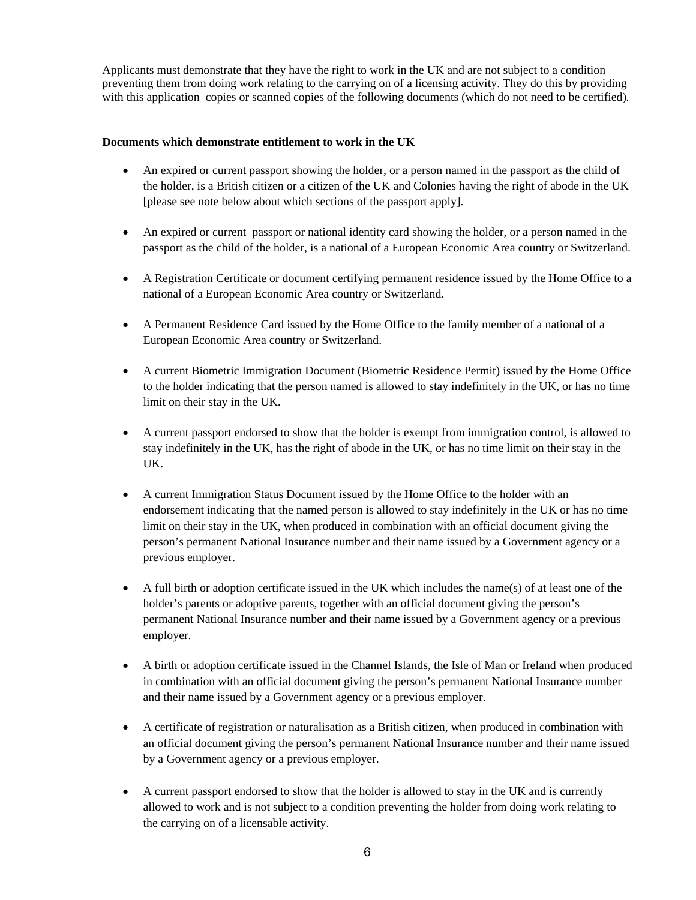Applicants must demonstrate that they have the right to work in the UK and are not subject to a condition preventing them from doing work relating to the carrying on of a licensing activity. They do this by providing with this application copies or scanned copies of the following documents (which do not need to be certified).

**Documents which demonstrate entitlement to work in the UK**

- An expired or current passport showing the holder, or a person named in the passport as the child of the holder, is a British citizen or a citizen of the UK and Colonies having the right of abode in the UK [please see note below about which sections of the passport apply].
- An expired or current passport or national identity card showing the holder, or a person named in the passport as the child of the holder, is a national of a European Economic Area country or Switzerland.
- A Registration Certificate or document certifying permanent residence issued by the Home Office to a national of a European Economic Area country or Switzerland.
- A Permanent Residence Card issued by the Home Office to the family member of a national of a European Economic Area country or Switzerland.
- A current Biometric Immigration Document (Biometric Residence Permit) issued by the Home Office to the holder indicating that the person named is allowed to stay indefinitely in the UK, or has no time limit on their stay in the UK.
- A current passport endorsed to show that the holder is exempt from immigration control, is allowed to stay indefinitely in the UK, has the right of abode in the UK, or has no time limit on their stay in the UK.
- A current Immigration Status Document issued by the Home Office to the holder with an endorsement indicating that the named person is allowed to stay indefinitely in the UK or has no time limit on their stay in the UK, when produced in combination with an official document giving the person's permanent National Insurance number and their name issued by a Government agency or a previous employer.
- A full birth or adoption certificate issued in the UK which includes the name(s) of at least one of the holder's parents or adoptive parents, together with an official document giving the person's permanent National Insurance number and their name issued by a Government agency or a previous employer.
- A birth or adoption certificate issued in the Channel Islands, the Isle of Man or Ireland when produced in combination with an official document giving the person's permanent National Insurance number and their name issued by a Government agency or a previous employer.
- A certificate of registration or naturalisation as a British citizen, when produced in combination with an official document giving the person's permanent National Insurance number and their name issued by a Government agency or a previous employer.
- A current passport endorsed to show that the holder is allowed to stay in the UK and is currently allowed to work and is not subject to a condition preventing the holder from doing work relating to the carrying on of a licensable activity.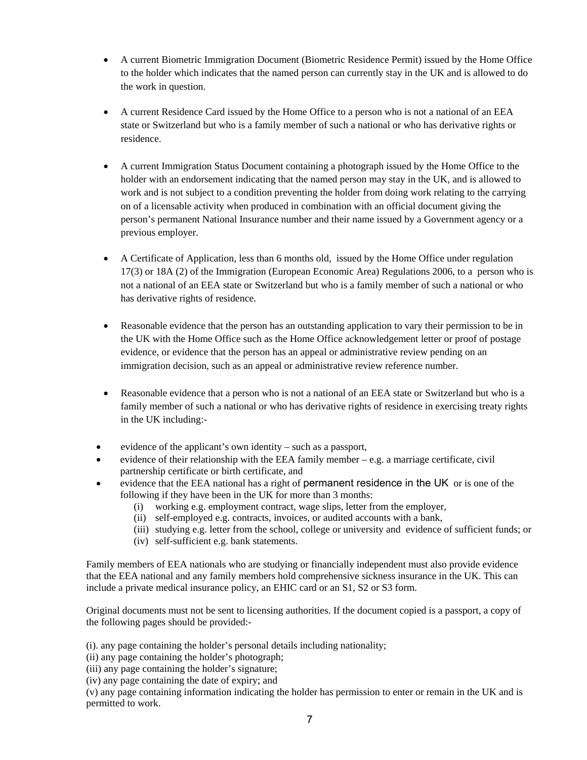- A current Biometric Immigration Document (Biometric Residence Permit) issued by the Home Office to the holder which indicates that the named person can currently stay in the UK and is allowed to do the work in question.

- A current Residence Card issued by the Home Office to a person who is not a national of an EEA state or Switzerland but who is a family member of such a national or who has derivative rights or residence.

- A current Immigration Status Document containing a photograph issued by the Home Office to the holder with an endorsement indicating that the named person may stay in the UK, and is allowed to work and is not subject to a condition preventing the holder from doing work relating to the carrying on of a licensable activity when produced in combination with an official document giving the person's permanent National Insurance number and their name issued by a Government agency or a previous employer.

- A Certificate of Application, less than 6 months old, issued by the Home Office under regulation 17(3) or 18A (2) of the Immigration (European Economic Area) Regulations 2006, to a person who is not a national of an EEA state or Switzerland but who is a family member of such a national or who has derivative rights of residence.

- Reasonable evidence that the person has an outstanding application to vary their permission to be in the UK with the Home Office such as the Home Office acknowledgement letter or proof of postage evidence, or evidence that the person has an appeal or administrative review pending on an immigration decision, such as an appeal or administrative review reference number.

- Reasonable evidence that a person who is not a national of an EEA state or Switzerland but who is a family member of such a national or who has derivative rights of residence in exercising treaty rights in the UK including:-

- evidence of the applicant's own identity – such as a passport,
- evidence of their relationship with the EEA family member – e.g. a marriage certificate, civil partnership certificate or birth certificate, and
- evidence that the EEA national has a right of permanent residence in the UK or is one of the following if they have been in the UK for more than 3 months:
  (i) working e.g. employment contract, wage slips, letter from the employer,
  (ii) self-employed e.g. contracts, invoices, or audited accounts with a bank,
  (iii) studying e.g. letter from the school, college or university and evidence of sufficient funds; or
  (iv) self-sufficient e.g. bank statements.

Family members of EEA nationals who are studying or financially independent must also provide evidence that the EEA national and any family members hold comprehensive sickness insurance in the UK. This can include a private medical insurance policy, an EHIC card or an S1, S2 or S3 form.

Original documents must not be sent to licensing authorities. If the document copied is a passport, a copy of the following pages should be provided:-

(i). any page containing the holder's personal details including nationality;
(ii) any page containing the holder's photograph;
(iii) any page containing the holder's signature;
(iv) any page containing the date of expiry; and
(v) any page containing information indicating the holder has permission to enter or remain in the UK and is permitted to work.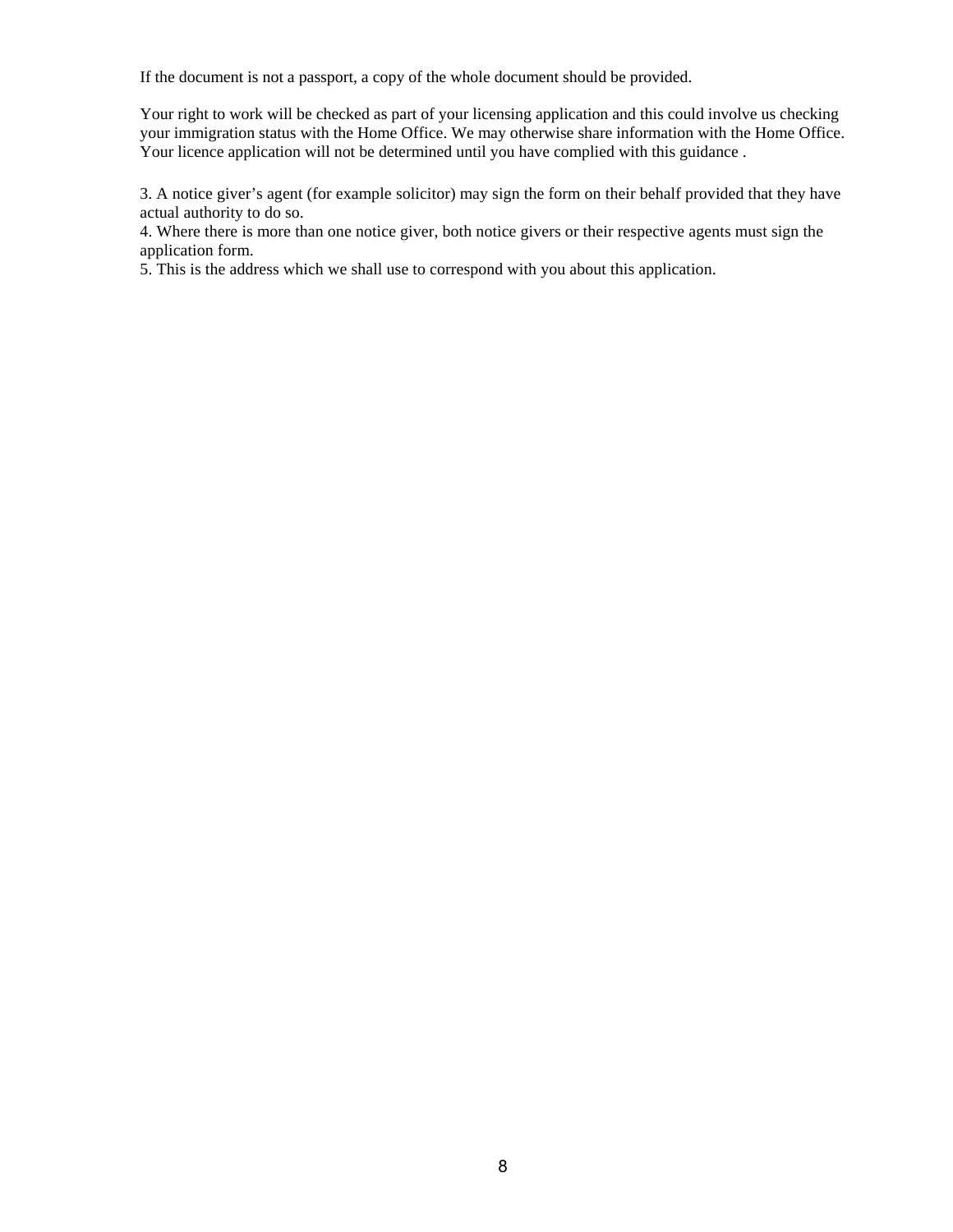If the document is not a passport, a copy of the whole document should be provided.

Your right to work will be checked as part of your licensing application and this could involve us checking your immigration status with the Home Office. We may otherwise share information with the Home Office. Your licence application will not be determined until you have complied with this guidance .

3. A notice giver's agent (for example solicitor) may sign the form on their behalf provided that they have actual authority to do so.
4. Where there is more than one notice giver, both notice givers or their respective agents must sign the application form.
5. This is the address which we shall use to correspond with you about this application.